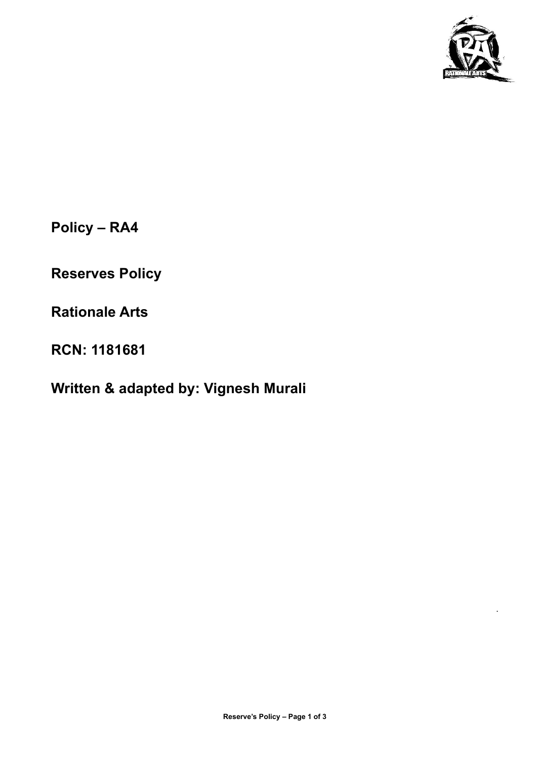**Policy – RA4**

**Reserves Policy**

**Rationale Arts**

**RCN: 1181681**

**Written & adapted by: Vignesh Murali**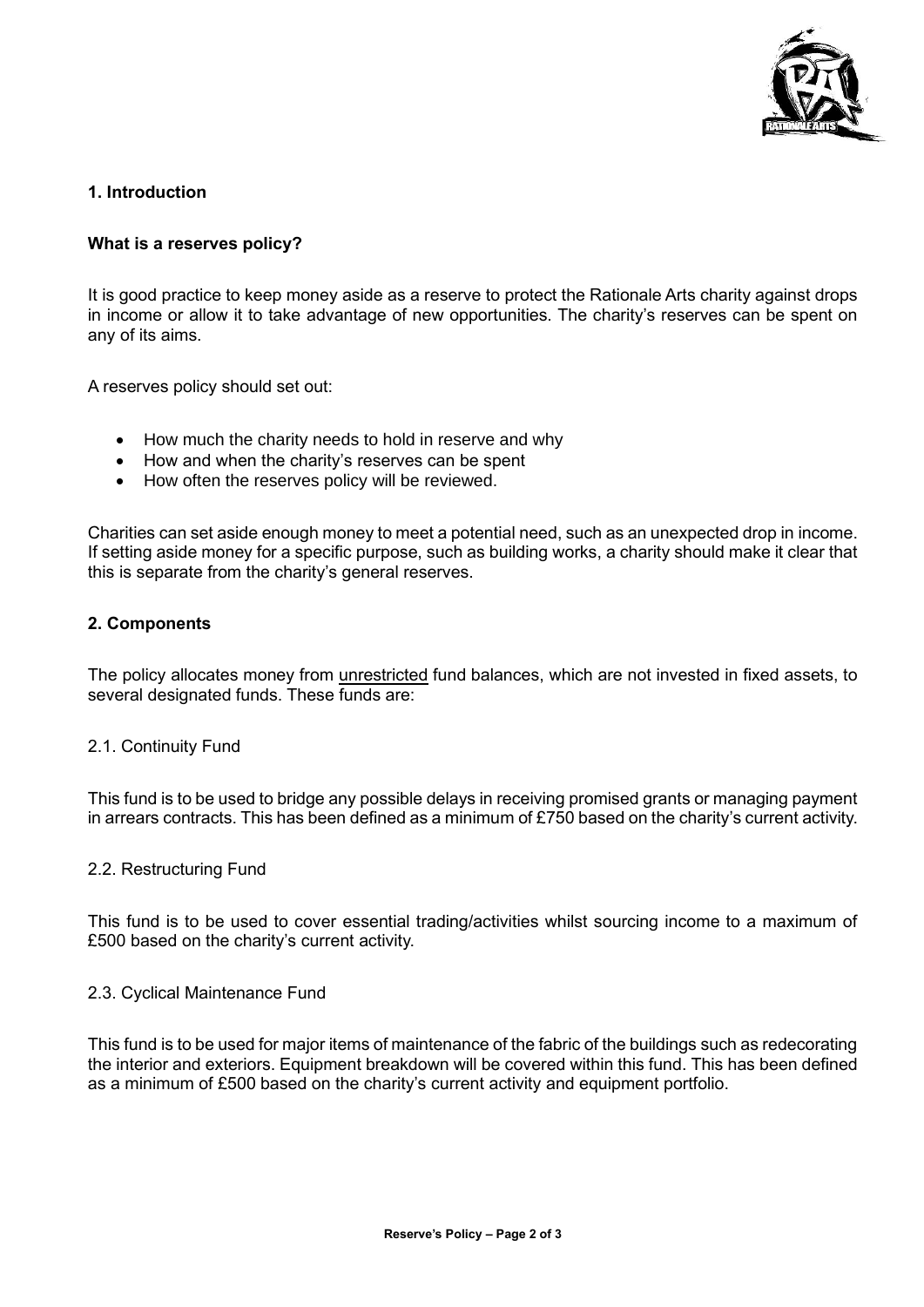## 1. Introduction

### What is a reserves policy?

It is good practice to keep money aside as a reserve to protect the Rationale Arts charity against drops in income or allow it to take advantage of new opportunities. The charity's reserves can be spent on any of its aims.

A reserves policy should set out:

- How much the charity needs to hold in reserve and why
- How and when the charity's reserves can be spent
- How often the reserves policy will be reviewed.

Charities can set aside enough money to meet a potential need, such as an unexpected drop in income. If setting aside money for a specific purpose, such as building works, a charity should make it clear that this is separate from the charity's general reserves.

## 2. Components

The policy allocates money from unrestricted fund balances, which are not invested in fixed assets, to several designated funds. These funds are:

### 2.1. Continuity Fund

This fund is to be used to bridge any possible delays in receiving promised grants or managing payment in arrears contracts. This has been defined as a minimum of £750 based on the charity's current activity.

### 2.2. Restructuring Fund

This fund is to be used to cover essential trading/activities whilst sourcing income to a maximum of £500 based on the charity's current activity.

### 2.3. Cyclical Maintenance Fund

This fund is to be used for major items of maintenance of the fabric of the buildings such as redecorating the interior and exteriors. Equipment breakdown will be covered within this fund. This has been defined as a minimum of £500 based on the charity's current activity and equipment portfolio.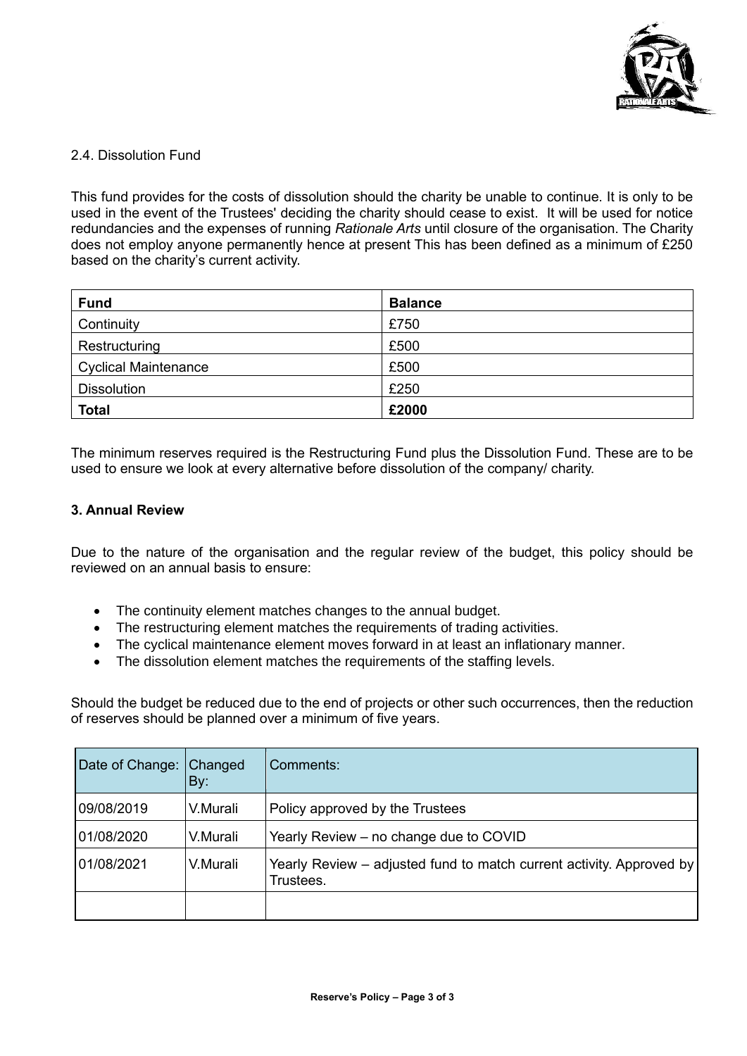2.4. Dissolution Fund

This fund provides for the costs of dissolution should the charity be unable to continue. It is only to be used in the event of the Trustees' deciding the charity should cease to exist. It will be used for notice redundancies and the expenses of running *Rationale Arts* until closure of the organisation. The Charity does not employ anyone permanently hence at present This has been defined as a minimum of £250 based on the charity's current activity.

| **Fund** | **Balance** |
|---|---|
| Continuity | £750 |
| Restructuring | £500 |
| Cyclical Maintenance | £500 |
| Dissolution | £250 |
| **Total** | **£2000** |

The minimum reserves required is the Restructuring Fund plus the Dissolution Fund. These are to be used to ensure we look at every alternative before dissolution of the company/ charity.

### 3. Annual Review

Due to the nature of the organisation and the regular review of the budget, this policy should be reviewed on an annual basis to ensure:

- The continuity element matches changes to the annual budget.
- The restructuring element matches the requirements of trading activities.
- The cyclical maintenance element moves forward in at least an inflationary manner.
- The dissolution element matches the requirements of the staffing levels.

Should the budget be reduced due to the end of projects or other such occurrences, then the reduction of reserves should be planned over a minimum of five years.

| Date of Change: | Changed By: | Comments: |
|---|---|---|
| 09/08/2019 | V.Murali | Policy approved by the Trustees |
| 01/08/2020 | V.Murali | Yearly Review – no change due to COVID |
| 01/08/2021 | V.Murali | Yearly Review – adjusted fund to match current activity. Approved by Trustees. |
| | | |